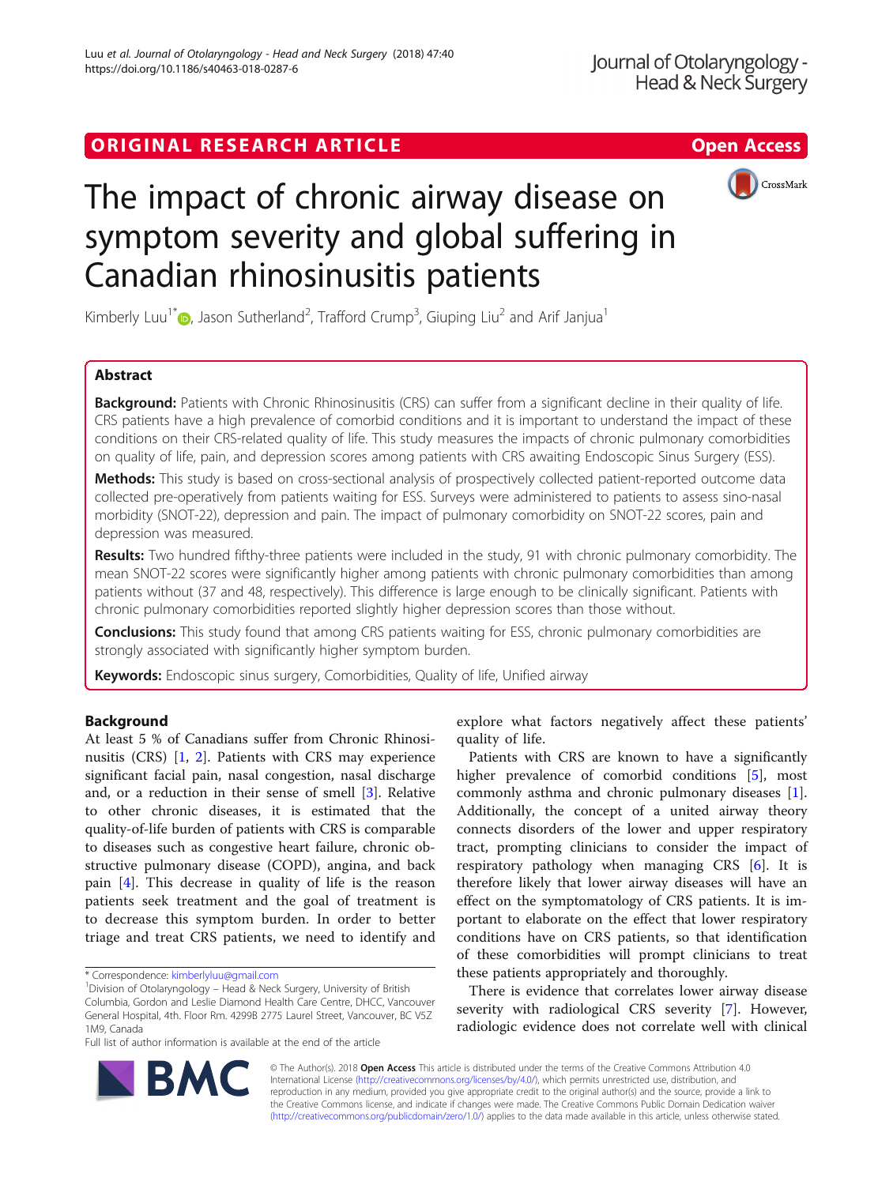ORIGINAL RESEARCH ARTICLE

Open Access

# The impact of chronic airway disease on symptom severity and global suffering in Canadian rhinosinusitis patients

Kimberly Luu[1*], Jason Sutherland[2], Trafford Crump[3], Giuping Liu[2] and Arif Janjua[1]

## Abstract

**Background:** Patients with Chronic Rhinosinusitis (CRS) can suffer from a significant decline in their quality of life. CRS patients have a high prevalence of comorbid conditions and it is important to understand the impact of these conditions on their CRS-related quality of life. This study measures the impacts of chronic pulmonary comorbidities on quality of life, pain, and depression scores among patients with CRS awaiting Endoscopic Sinus Surgery (ESS).

**Methods:** This study is based on cross-sectional analysis of prospectively collected patient-reported outcome data collected pre-operatively from patients waiting for ESS. Surveys were administered to patients to assess sino-nasal morbidity (SNOT-22), depression and pain. The impact of pulmonary comorbidity on SNOT-22 scores, pain and depression was measured.

**Results:** Two hundred fifty-three patients were included in the study, 91 with chronic pulmonary comorbidity. The mean SNOT-22 scores were significantly higher among patients with chronic pulmonary comorbidities than among patients without (37 and 48, respectively). This difference is large enough to be clinically significant. Patients with chronic pulmonary comorbidities reported slightly higher depression scores than those without.

**Conclusions:** This study found that among CRS patients waiting for ESS, chronic pulmonary comorbidities are strongly associated with significantly higher symptom burden.

**Keywords:** Endoscopic sinus surgery, Comorbidities, Quality of life, Unified airway

## Background

At least 5 % of Canadians suffer from Chronic Rhinosinusitis (CRS) [1, 2]. Patients with CRS may experience significant facial pain, nasal congestion, nasal discharge and, or a reduction in their sense of smell [3]. Relative to other chronic diseases, it is estimated that the quality-of-life burden of patients with CRS is comparable to diseases such as congestive heart failure, chronic obstructive pulmonary disease (COPD), angina, and back pain [4]. This decrease in quality of life is the reason patients seek treatment and the goal of treatment is to decrease this symptom burden. In order to better triage and treat CRS patients, we need to identify and explore what factors negatively affect these patients' quality of life.

Patients with CRS are known to have a significantly higher prevalence of comorbid conditions [5], most commonly asthma and chronic pulmonary diseases [1]. Additionally, the concept of a united airway theory connects disorders of the lower and upper respiratory tract, prompting clinicians to consider the impact of respiratory pathology when managing CRS [6]. It is therefore likely that lower airway diseases will have an effect on the symptomatology of CRS patients. It is important to elaborate on the effect that lower respiratory conditions have on CRS patients, so that identification of these comorbidities will prompt clinicians to treat these patients appropriately and thoroughly.

There is evidence that correlates lower airway disease severity with radiological CRS severity [7]. However, radiologic evidence does not correlate well with clinical

* Correspondence: kimberlyluu@gmail.com
[1]Division of Otolaryngology – Head & Neck Surgery, University of British Columbia, Gordon and Leslie Diamond Health Care Centre, DHCC, Vancouver General Hospital, 4th. Floor Rm. 4299B 2775 Laurel Street, Vancouver, BC V5Z 1M9, Canada
Full list of author information is available at the end of the article

© The Author(s). 2018 **Open Access** This article is distributed under the terms of the Creative Commons Attribution 4.0 International License (http://creativecommons.org/licenses/by/4.0/), which permits unrestricted use, distribution, and reproduction in any medium, provided you give appropriate credit to the original author(s) and the source, provide a link to the Creative Commons license, and indicate if changes were made. The Creative Commons Public Domain Dedication waiver (http://creativecommons.org/publicdomain/zero/1.0/) applies to the data made available in this article, unless otherwise stated.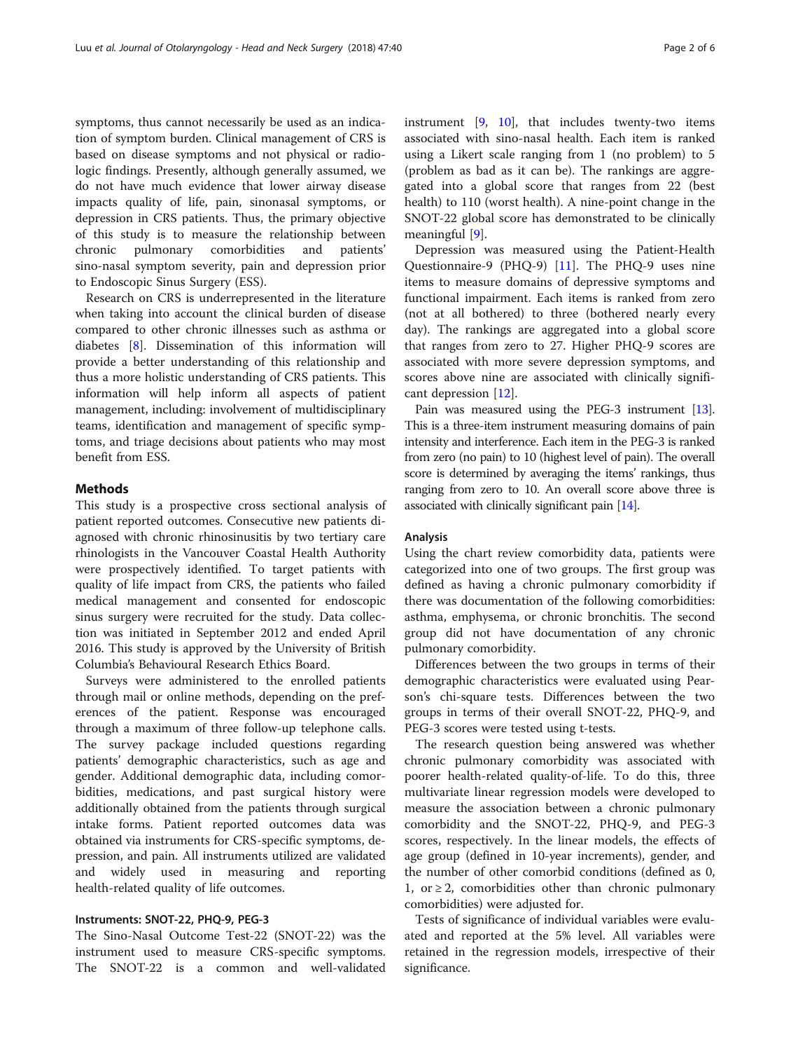symptoms, thus cannot necessarily be used as an indication of symptom burden. Clinical management of CRS is based on disease symptoms and not physical or radiologic findings. Presently, although generally assumed, we do not have much evidence that lower airway disease impacts quality of life, pain, sinonasal symptoms, or depression in CRS patients. Thus, the primary objective of this study is to measure the relationship between chronic pulmonary comorbidities and patients' sino-nasal symptom severity, pain and depression prior to Endoscopic Sinus Surgery (ESS).

Research on CRS is underrepresented in the literature when taking into account the clinical burden of disease compared to other chronic illnesses such as asthma or diabetes [8]. Dissemination of this information will provide a better understanding of this relationship and thus a more holistic understanding of CRS patients. This information will help inform all aspects of patient management, including: involvement of multidisciplinary teams, identification and management of specific symptoms, and triage decisions about patients who may most benefit from ESS.

## Methods

This study is a prospective cross sectional analysis of patient reported outcomes. Consecutive new patients diagnosed with chronic rhinosinusitis by two tertiary care rhinologists in the Vancouver Coastal Health Authority were prospectively identified. To target patients with quality of life impact from CRS, the patients who failed medical management and consented for endoscopic sinus surgery were recruited for the study. Data collection was initiated in September 2012 and ended April 2016. This study is approved by the University of British Columbia's Behavioural Research Ethics Board.

Surveys were administered to the enrolled patients through mail or online methods, depending on the preferences of the patient. Response was encouraged through a maximum of three follow-up telephone calls. The survey package included questions regarding patients' demographic characteristics, such as age and gender. Additional demographic data, including comorbidities, medications, and past surgical history were additionally obtained from the patients through surgical intake forms. Patient reported outcomes data was obtained via instruments for CRS-specific symptoms, depression, and pain. All instruments utilized are validated and widely used in measuring and reporting health-related quality of life outcomes.

### Instruments: SNOT-22, PHQ-9, PEG-3

The Sino-Nasal Outcome Test-22 (SNOT-22) was the instrument used to measure CRS-specific symptoms. The SNOT-22 is a common and well-validated instrument [9, 10], that includes twenty-two items associated with sino-nasal health. Each item is ranked using a Likert scale ranging from 1 (no problem) to 5 (problem as bad as it can be). The rankings are aggregated into a global score that ranges from 22 (best health) to 110 (worst health). A nine-point change in the SNOT-22 global score has demonstrated to be clinically meaningful [9].

Depression was measured using the Patient-Health Questionnaire-9 (PHQ-9) [11]. The PHQ-9 uses nine items to measure domains of depressive symptoms and functional impairment. Each items is ranked from zero (not at all bothered) to three (bothered nearly every day). The rankings are aggregated into a global score that ranges from zero to 27. Higher PHQ-9 scores are associated with more severe depression symptoms, and scores above nine are associated with clinically significant depression [12].

Pain was measured using the PEG-3 instrument [13]. This is a three-item instrument measuring domains of pain intensity and interference. Each item in the PEG-3 is ranked from zero (no pain) to 10 (highest level of pain). The overall score is determined by averaging the items' rankings, thus ranging from zero to 10. An overall score above three is associated with clinically significant pain [14].

### Analysis

Using the chart review comorbidity data, patients were categorized into one of two groups. The first group was defined as having a chronic pulmonary comorbidity if there was documentation of the following comorbidities: asthma, emphysema, or chronic bronchitis. The second group did not have documentation of any chronic pulmonary comorbidity.

Differences between the two groups in terms of their demographic characteristics were evaluated using Pearson's chi-square tests. Differences between the two groups in terms of their overall SNOT-22, PHQ-9, and PEG-3 scores were tested using t-tests.

The research question being answered was whether chronic pulmonary comorbidity was associated with poorer health-related quality-of-life. To do this, three multivariate linear regression models were developed to measure the association between a chronic pulmonary comorbidity and the SNOT-22, PHQ-9, and PEG-3 scores, respectively. In the linear models, the effects of age group (defined in 10-year increments), gender, and the number of other comorbid conditions (defined as 0, 1, or $\geq 2$, comorbidities other than chronic pulmonary comorbidities) were adjusted for.

Tests of significance of individual variables were evaluated and reported at the 5% level. All variables were retained in the regression models, irrespective of their significance.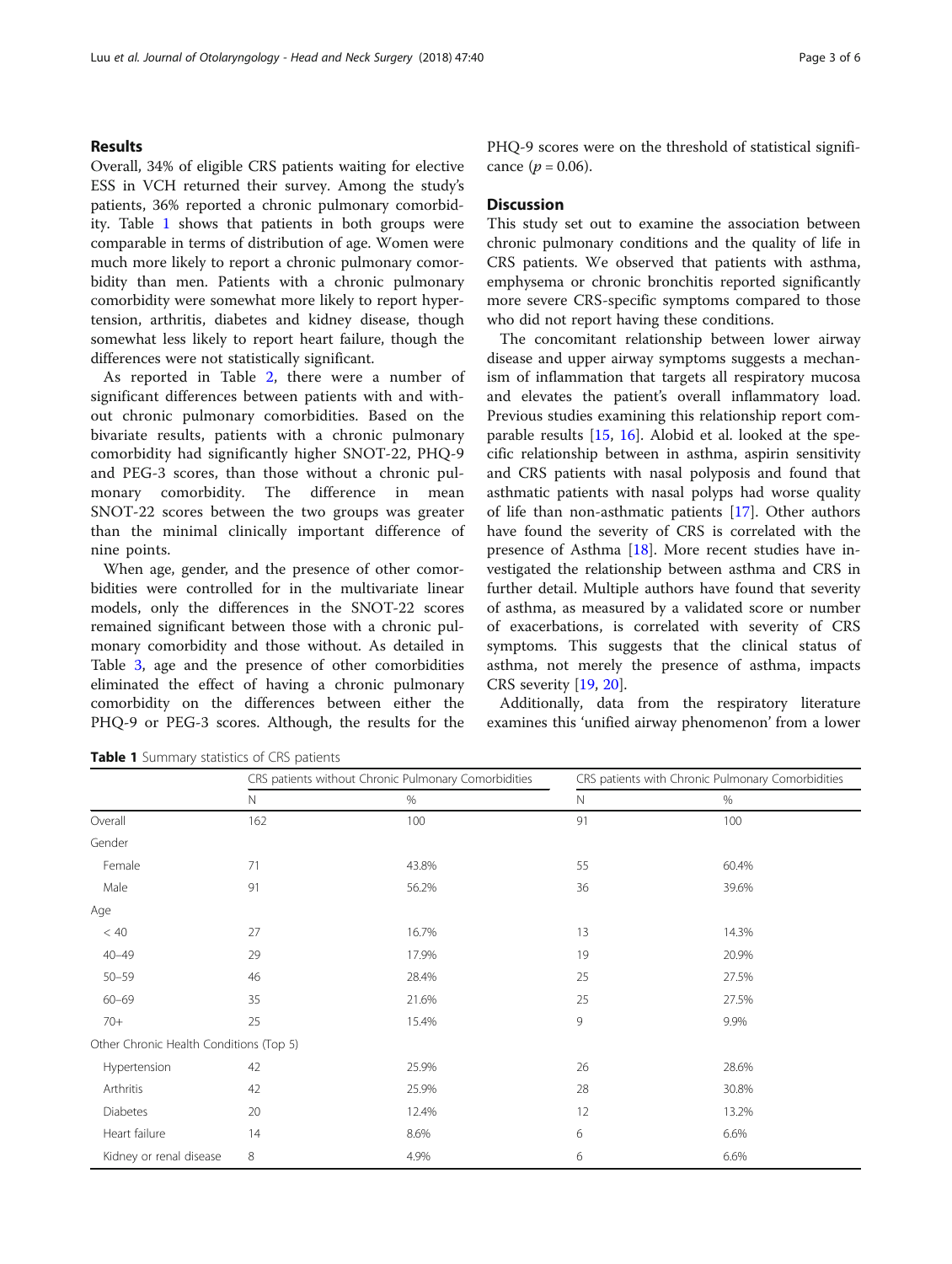## Results

Overall, 34% of eligible CRS patients waiting for elective ESS in VCH returned their survey. Among the study's patients, 36% reported a chronic pulmonary comorbidity. Table 1 shows that patients in both groups were comparable in terms of distribution of age. Women were much more likely to report a chronic pulmonary comorbidity than men. Patients with a chronic pulmonary comorbidity were somewhat more likely to report hypertension, arthritis, diabetes and kidney disease, though somewhat less likely to report heart failure, though the differences were not statistically significant.

As reported in Table 2, there were a number of significant differences between patients with and without chronic pulmonary comorbidities. Based on the bivariate results, patients with a chronic pulmonary comorbidity had significantly higher SNOT-22, PHQ-9 and PEG-3 scores, than those without a chronic pulmonary comorbidity. The difference in mean SNOT-22 scores between the two groups was greater than the minimal clinically important difference of nine points.

When age, gender, and the presence of other comorbidities were controlled for in the multivariate linear models, only the differences in the SNOT-22 scores remained significant between those with a chronic pulmonary comorbidity and those without. As detailed in Table 3, age and the presence of other comorbidities eliminated the effect of having a chronic pulmonary comorbidity on the differences between either the PHQ-9 or PEG-3 scores. Although, the results for the PHQ-9 scores were on the threshold of statistical significance ($p = 0.06$).

## Discussion

This study set out to examine the association between chronic pulmonary conditions and the quality of life in CRS patients. We observed that patients with asthma, emphysema or chronic bronchitis reported significantly more severe CRS-specific symptoms compared to those who did not report having these conditions.

The concomitant relationship between lower airway disease and upper airway symptoms suggests a mechanism of inflammation that targets all respiratory mucosa and elevates the patient's overall inflammatory load. Previous studies examining this relationship report comparable results [15, 16]. Alobid et al. looked at the specific relationship between in asthma, aspirin sensitivity and CRS patients with nasal polyposis and found that asthmatic patients with nasal polyps had worse quality of life than non-asthmatic patients [17]. Other authors have found the severity of CRS is correlated with the presence of Asthma [18]. More recent studies have investigated the relationship between asthma and CRS in further detail. Multiple authors have found that severity of asthma, as measured by a validated score or number of exacerbations, is correlated with severity of CRS symptoms. This suggests that the clinical status of asthma, not merely the presence of asthma, impacts CRS severity [19, 20].

Additionally, data from the respiratory literature examines this 'unified airway phenomenon' from a lower

**Table 1** Summary statistics of CRS patients

| | CRS patients without Chronic Pulmonary Comorbidities | | CRS patients with Chronic Pulmonary Comorbidities | |
|---|---|---|---|---|
| | N | % | N | % |
| Overall | 162 | 100 | 91 | 100 |
| Gender | | | | |
| Female | 71 | 43.8% | 55 | 60.4% |
| Male | 91 | 56.2% | 36 | 39.6% |
| Age | | | | |
| < 40 | 27 | 16.7% | 13 | 14.3% |
| 40–49 | 29 | 17.9% | 19 | 20.9% |
| 50–59 | 46 | 28.4% | 25 | 27.5% |
| 60–69 | 35 | 21.6% | 25 | 27.5% |
| 70+ | 25 | 15.4% | 9 | 9.9% |
| Other Chronic Health Conditions (Top 5) | | | | |
| Hypertension | 42 | 25.9% | 26 | 28.6% |
| Arthritis | 42 | 25.9% | 28 | 30.8% |
| Diabetes | 20 | 12.4% | 12 | 13.2% |
| Heart failure | 14 | 8.6% | 6 | 6.6% |
| Kidney or renal disease | 8 | 4.9% | 6 | 6.6% |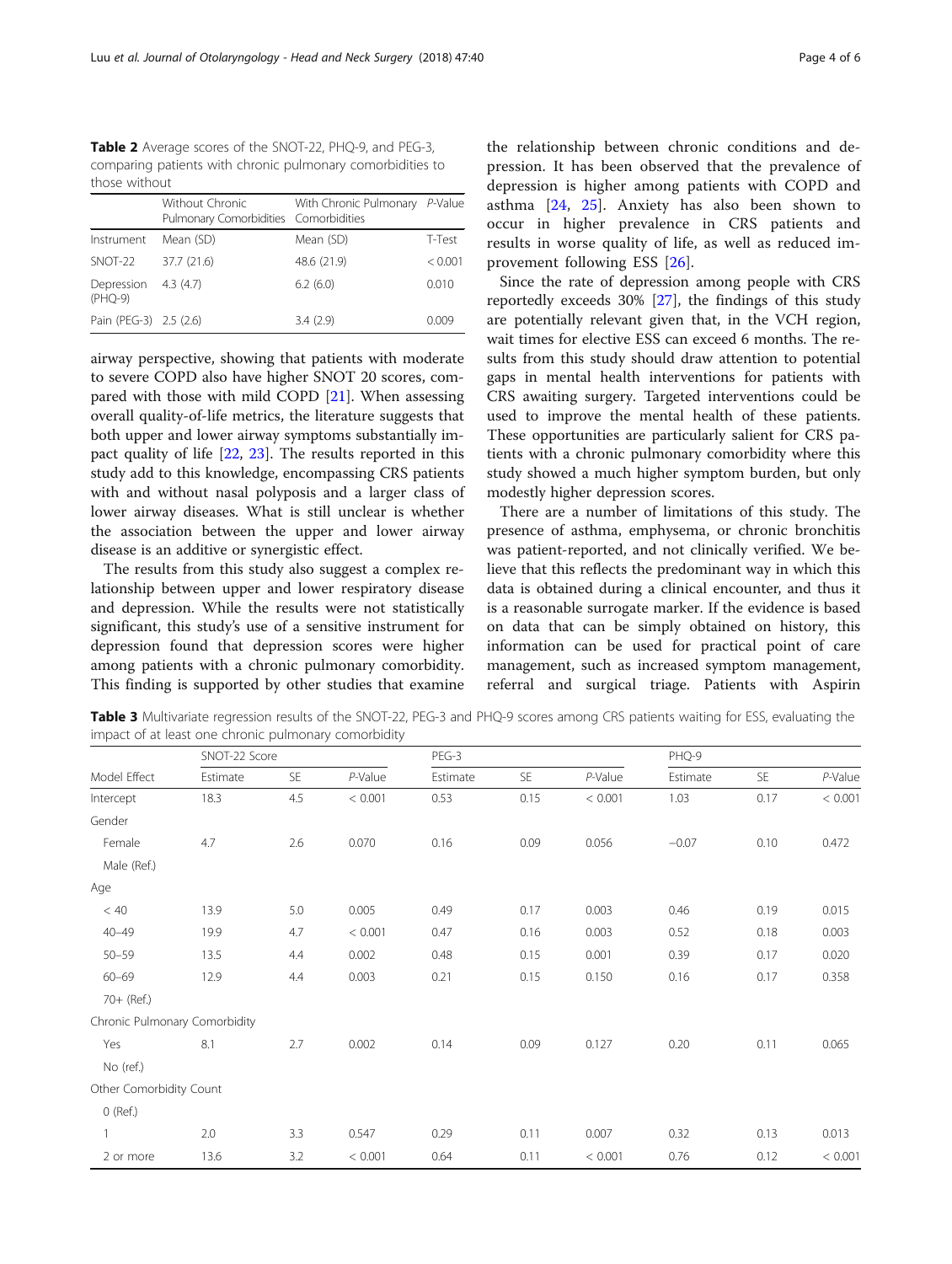**Table 2** Average scores of the SNOT-22, PHQ-9, and PEG-3, comparing patients with chronic pulmonary comorbidities to those without

| | Without Chronic Pulmonary Comorbidities | With Chronic Pulmonary Comorbidities | *P*-Value |
|---|---|---|---|
| Instrument | Mean (SD) | Mean (SD) | T-Test |
| SNOT-22 | 37.7 (21.6) | 48.6 (21.9) | < 0.001 |
| Depression (PHQ-9) | 4.3 (4.7) | 6.2 (6.0) | 0.010 |
| Pain (PEG-3) | 2.5 (2.6) | 3.4 (2.9) | 0.009 |

airway perspective, showing that patients with moderate to severe COPD also have higher SNOT 20 scores, compared with those with mild COPD [21]. When assessing overall quality-of-life metrics, the literature suggests that both upper and lower airway symptoms substantially impact quality of life [22, 23]. The results reported in this study add to this knowledge, encompassing CRS patients with and without nasal polyposis and a larger class of lower airway diseases. What is still unclear is whether the association between the upper and lower airway disease is an additive or synergistic effect.

The results from this study also suggest a complex relationship between upper and lower respiratory disease and depression. While the results were not statistically significant, this study's use of a sensitive instrument for depression found that depression scores were higher among patients with a chronic pulmonary comorbidity. This finding is supported by other studies that examine the relationship between chronic conditions and depression. It has been observed that the prevalence of depression is higher among patients with COPD and asthma [24, 25]. Anxiety has also been shown to occur in higher prevalence in CRS patients and results in worse quality of life, as well as reduced improvement following ESS [26].

Since the rate of depression among people with CRS reportedly exceeds 30% [27], the findings of this study are potentially relevant given that, in the VCH region, wait times for elective ESS can exceed 6 months. The results from this study should draw attention to potential gaps in mental health interventions for patients with CRS awaiting surgery. Targeted interventions could be used to improve the mental health of these patients. These opportunities are particularly salient for CRS patients with a chronic pulmonary comorbidity where this study showed a much higher symptom burden, but only modestly higher depression scores.

There are a number of limitations of this study. The presence of asthma, emphysema, or chronic bronchitis was patient-reported, and not clinically verified. We believe that this reflects the predominant way in which this data is obtained during a clinical encounter, and thus it is a reasonable surrogate marker. If the evidence is based on data that can be simply obtained on history, this information can be used for practical point of care management, such as increased symptom management, referral and surgical triage. Patients with Aspirin

**Table 3** Multivariate regression results of the SNOT-22, PEG-3 and PHQ-9 scores among CRS patients waiting for ESS, evaluating the impact of at least one chronic pulmonary comorbidity

| | SNOT-22 Score | | | PEG-3 | | | PHQ-9 | | |
|---|---|---|---|---|---|---|---|---|---|
| Model Effect | Estimate | SE | *P*-Value | Estimate | SE | *P*-Value | Estimate | SE | *P*-Value |
| Intercept | 18.3 | 4.5 | < 0.001 | 0.53 | 0.15 | < 0.001 | 1.03 | 0.17 | < 0.001 |
| Gender | | | | | | | | | |
| Female | 4.7 | 2.6 | 0.070 | 0.16 | 0.09 | 0.056 | −0.07 | 0.10 | 0.472 |
| Male (Ref.) | | | | | | | | | |
| Age | | | | | | | | | |
| < 40 | 13.9 | 5.0 | 0.005 | 0.49 | 0.17 | 0.003 | 0.46 | 0.19 | 0.015 |
| 40–49 | 19.9 | 4.7 | < 0.001 | 0.47 | 0.16 | 0.003 | 0.52 | 0.18 | 0.003 |
| 50–59 | 13.5 | 4.4 | 0.002 | 0.48 | 0.15 | 0.001 | 0.39 | 0.17 | 0.020 |
| 60–69 | 12.9 | 4.4 | 0.003 | 0.21 | 0.15 | 0.150 | 0.16 | 0.17 | 0.358 |
| 70+ (Ref.) | | | | | | | | | |
| Chronic Pulmonary Comorbidity | | | | | | | | | |
| Yes | 8.1 | 2.7 | 0.002 | 0.14 | 0.09 | 0.127 | 0.20 | 0.11 | 0.065 |
| No (ref.) | | | | | | | | | |
| Other Comorbidity Count | | | | | | | | | |
| 0 (Ref.) | | | | | | | | | |
| 1 | 2.0 | 3.3 | 0.547 | 0.29 | 0.11 | 0.007 | 0.32 | 0.13 | 0.013 |
| 2 or more | 13.6 | 3.2 | < 0.001 | 0.64 | 0.11 | < 0.001 | 0.76 | 0.12 | < 0.001 |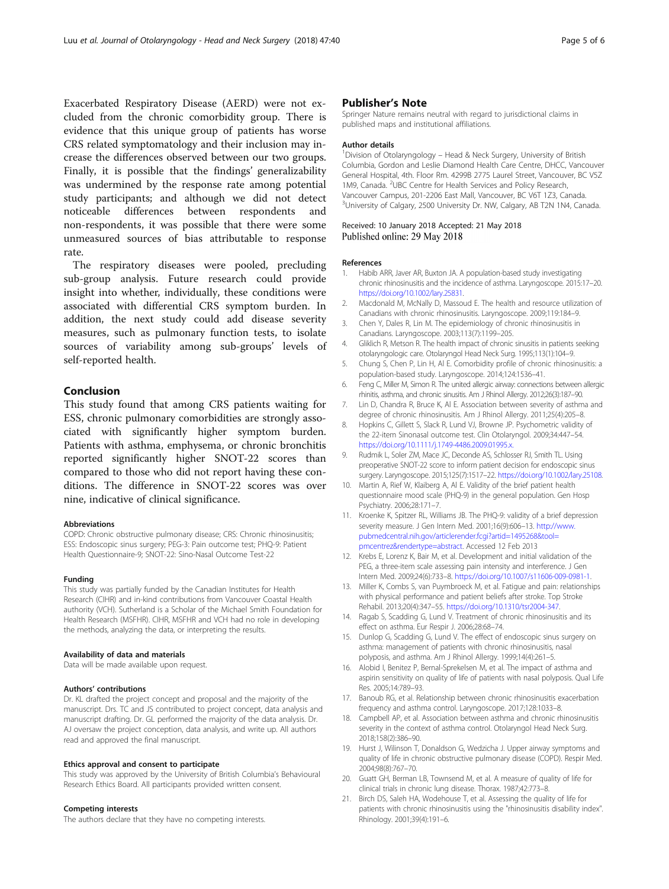Exacerbated Respiratory Disease (AERD) were not excluded from the chronic comorbidity group. There is evidence that this unique group of patients has worse CRS related symptomatology and their inclusion may increase the differences observed between our two groups. Finally, it is possible that the findings' generalizability was undermined by the response rate among potential study participants; and although we did not detect noticeable differences between respondents and non-respondents, it was possible that there were some unmeasured sources of bias attributable to response rate.

The respiratory diseases were pooled, precluding sub-group analysis. Future research could provide insight into whether, individually, these conditions were associated with differential CRS symptom burden. In addition, the next study could add disease severity measures, such as pulmonary function tests, to isolate sources of variability among sub-groups' levels of self-reported health.

## Conclusion

This study found that among CRS patients waiting for ESS, chronic pulmonary comorbidities are strongly associated with significantly higher symptom burden. Patients with asthma, emphysema, or chronic bronchitis reported significantly higher SNOT-22 scores than compared to those who did not report having these conditions. The difference in SNOT-22 scores was over nine, indicative of clinical significance.

#### Abbreviations

COPD: Chronic obstructive pulmonary disease; CRS: Chronic rhinosinusitis; ESS: Endoscopic sinus surgery; PEG-3: Pain outcome test; PHQ-9: Patient Health Questionnaire-9; SNOT-22: Sino-Nasal Outcome Test-22

#### Funding

This study was partially funded by the Canadian Institutes for Health Research (CIHR) and in-kind contributions from Vancouver Coastal Health authority (VCH). Sutherland is a Scholar of the Michael Smith Foundation for Health Research (MSFHR). CIHR, MSFHR and VCH had no role in developing the methods, analyzing the data, or interpreting the results.

#### Availability of data and materials

Data will be made available upon request.

#### Authors' contributions

Dr. KL drafted the project concept and proposal and the majority of the manuscript. Drs. TC and JS contributed to project concept, data analysis and manuscript drafting. Dr. GL performed the majority of the data analysis. Dr. AJ oversaw the project conception, data analysis, and write up. All authors read and approved the final manuscript.

#### Ethics approval and consent to participate

This study was approved by the University of British Columbia's Behavioural Research Ethics Board. All participants provided written consent.

#### Competing interests

The authors declare that they have no competing interests.

## Publisher's Note

Springer Nature remains neutral with regard to jurisdictional claims in published maps and institutional affiliations.

#### Author details

[1]Division of Otolaryngology – Head & Neck Surgery, University of British Columbia, Gordon and Leslie Diamond Health Care Centre, DHCC, Vancouver General Hospital, 4th. Floor Rm. 4299B 2775 Laurel Street, Vancouver, BC V5Z 1M9, Canada. [2]UBC Centre for Health Services and Policy Research, Vancouver Campus, 201-2206 East Mall, Vancouver, BC V6T 1Z3, Canada. [3]University of Calgary, 2500 University Dr. NW, Calgary, AB T2N 1N4, Canada.

Received: 10 January 2018 Accepted: 21 May 2018
Published online: 29 May 2018

#### References

1. Habib ARR, Javer AR, Buxton JA. A population-based study investigating chronic rhinosinusitis and the incidence of asthma. Laryngoscope. 2015:17–20. https://doi.org/10.1002/lary.25831.
2. Macdonald M, McNally D, Massoud E. The health and resource utilization of Canadians with chronic rhinosinusitis. Laryngoscope. 2009;119:184–9.
3. Chen Y, Dales R, Lin M. The epidemiology of chronic rhinosinusitis in Canadians. Laryngoscope. 2003;113(7):1199–205.
4. Gliklich R, Metson R. The health impact of chronic sinusitis in patients seeking otolaryngologic care. Otolaryngol Head Neck Surg. 1995;113(1):104–9.
5. Chung S, Chen P, Lin H, Al E. Comorbidity profile of chronic rhinosinusitis: a population-based study. Laryngoscope. 2014;124:1536–41.
6. Feng C, Miller M, Simon R. The united allergic airway: connections between allergic rhinitis, asthma, and chronic sinusitis. Am J Rhinol Allergy. 2012;26(3):187–90.
7. Lin D, Chandra R, Bruce K, Al E. Association between severity of asthma and degree of chronic rhinosinusitis. Am J Rhinol Allergy. 2011;25(4):205–8.
8. Hopkins C, Gillett S, Slack R, Lund VJ, Browne JP. Psychometric validity of the 22-item Sinonasal outcome test. Clin Otolaryngol. 2009;34:447–54. https://doi.org/10.1111/j.1749-4486.2009.01995.x.
9. Rudmik L, Soler ZM, Mace JC, Deconde AS, Schlosser RJ, Smith TL. Using preoperative SNOT-22 score to inform patient decision for endoscopic sinus surgery. Laryngoscope. 2015;125(7):1517–22. https://doi.org/10.1002/lary.25108.
10. Martin A, Rief W, Klaiberg A, Al E. Validity of the brief patient health questionnaire mood scale (PHQ-9) in the general population. Gen Hosp Psychiatry. 2006;28:171–7.
11. Kroenke K, Spitzer RL, Williams JB. The PHQ-9: validity of a brief depression severity measure. J Gen Intern Med. 2001;16(9):606–13. http://www.pubmedcentral.nih.gov/articlerender.fcgi?artid=1495268&tool=pmcentrez&rendertype=abstract. Accessed 12 Feb 2013
12. Krebs E, Lorenz K, Bair M, et al. Development and initial validation of the PEG, a three-item scale assessing pain intensity and interference. J Gen Intern Med. 2009;24(6):733–8. https://doi.org/10.1007/s11606-009-0981-1.
13. Miller K, Combs S, van Puymbroeck M, et al. Fatigue and pain: relationships with physical performance and patient beliefs after stroke. Top Stroke Rehabil. 2013;20(4):347–55. https://doi.org/10.1310/tsr2004-347.
14. Ragab S, Scadding G, Lund V. Treatment of chronic rhinosinusitis and its effect on asthma. Eur Respir J. 2006;28:68–74.
15. Dunlop G, Scadding G, Lund V. The effect of endoscopic sinus surgery on asthma: management of patients with chronic rhinosinusitis, nasal polyposis, and asthma. Am J Rhinol Allergy. 1999;14(4):261–5.
16. Alobid I, Benitez P, Bernal-Sprekelsen M, et al. The impact of asthma and aspirin sensitivity on quality of life of patients with nasal polyposis. Qual Life Res. 2005;14:789–93.
17. Banoub RG, et al. Relationship between chronic rhinosinusitis exacerbation frequency and asthma control. Laryngoscope. 2017;128:1033–8.
18. Campbell AP, et al. Association between asthma and chronic rhinosinusitis severity in the context of asthma control. Otolaryngol Head Neck Surg. 2018;158(2):386–90.
19. Hurst J, Wilinson T, Donaldson G, Wedzicha J. Upper airway symptoms and quality of life in chronic obstructive pulmonary disease (COPD). Respir Med. 2004;98(8):767–70.
20. Guatt GH, Berman LB, Townsend M, et al. A measure of quality of life for clinical trials in chronic lung disease. Thorax. 1987;42:773–8.
21. Birch DS, Saleh HA, Wodehouse T, et al. Assessing the quality of life for patients with chronic rhinosinusitis using the "rhinosinusitis disability index". Rhinology. 2001;39(4):191–6.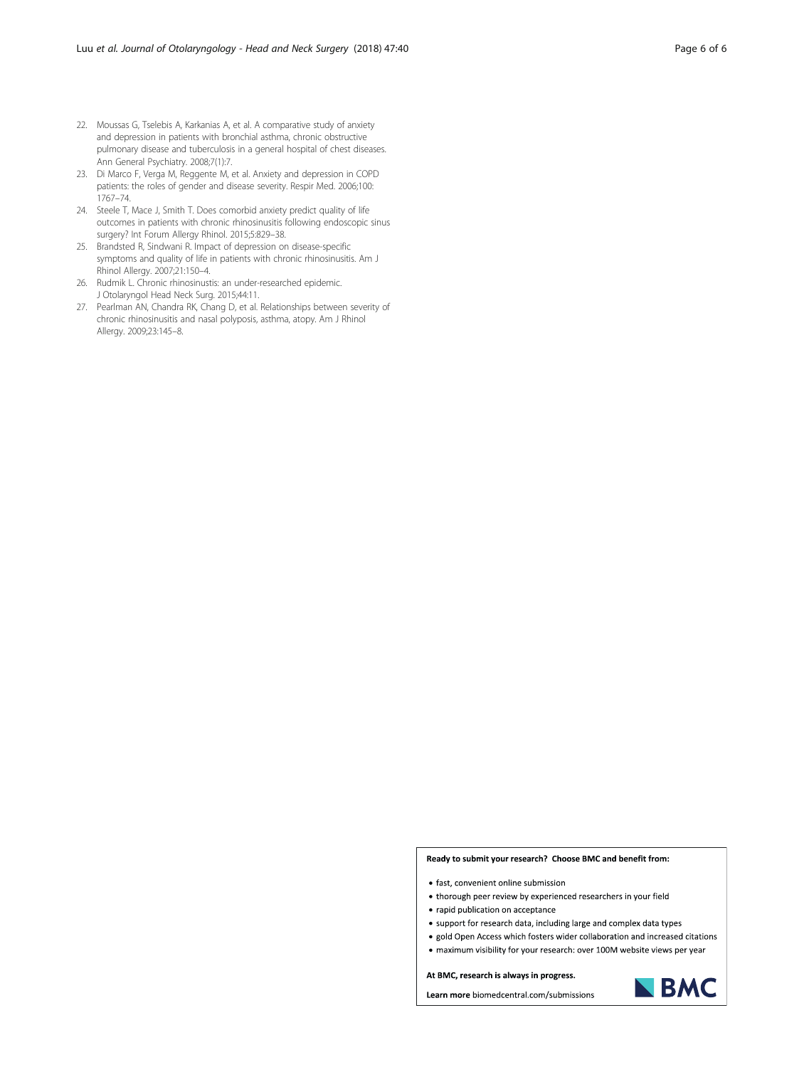22. Moussas G, Tselebis A, Karkanias A, et al. A comparative study of anxiety and depression in patients with bronchial asthma, chronic obstructive pulmonary disease and tuberculosis in a general hospital of chest diseases. Ann General Psychiatry. 2008;7(1):7.
23. Di Marco F, Verga M, Reggente M, et al. Anxiety and depression in COPD patients: the roles of gender and disease severity. Respir Med. 2006;100: 1767–74.
24. Steele T, Mace J, Smith T. Does comorbid anxiety predict quality of life outcomes in patients with chronic rhinosinusitis following endoscopic sinus surgery? Int Forum Allergy Rhinol. 2015;5:829–38.
25. Brandsted R, Sindwani R. Impact of depression on disease-specific symptoms and quality of life in patients with chronic rhinosinusitis. Am J Rhinol Allergy. 2007;21:150–4.
26. Rudmik L. Chronic rhinosinustis: an under-researched epidemic. J Otolaryngol Head Neck Surg. 2015;44:11.
27. Pearlman AN, Chandra RK, Chang D, et al. Relationships between severity of chronic rhinosinusitis and nasal polyposis, asthma, atopy. Am J Rhinol Allergy. 2009;23:145–8.

**Ready to submit your research? Choose BMC and benefit from:**

- fast, convenient online submission
- thorough peer review by experienced researchers in your field
- rapid publication on acceptance
- support for research data, including large and complex data types
- gold Open Access which fosters wider collaboration and increased citations
- maximum visibility for your research: over 100M website views per year

**At BMC, research is always in progress.**

**Learn more** biomedcentral.com/submissions

BMC